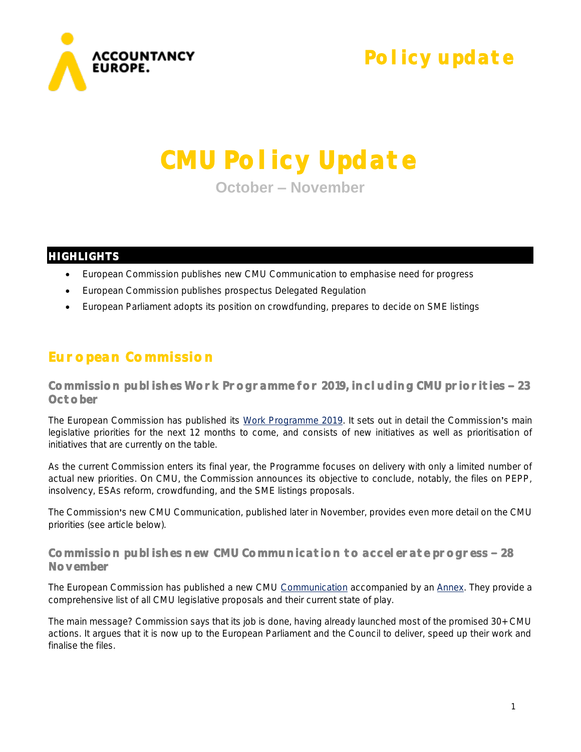Policy update

# CMU Policy Update

October – November

## HIGHLIGHTS

- European Commission publishes new CMU Communication to emphasise need for progress
- European Commission publishes prospectus Delegated Regulation
- European Parliament adopts its position on crowdfunding, prepares to decide on SME listings

## European Commission

### Commission publishes Work Programme for 2019, including CMU priorities – 23 October

The European Commission has published its Work Programme 2019. It sets out in detail the Commission's main legislative priorities for the next 12 months to come, and consists of new initiatives as well as prioritisation of initiatives that are currently on the table.

As the current Commission enters its final year, the Programme focuses on delivery with only a limited number of actual new priorities. On CMU, the Commission announces its objective to conclude, notably, the files on PEPP, insolvency, ESAs reform, crowdfunding, and the SME listings proposals.

The Commission's new CMU Communication, published later in November, provides even more detail on the CMU priorities (see article below).

### Commission publishes new CMU Communication to accelerate progress – 28 November

The European Commission has published a new CMU Communication accompanied by an Annex. They provide a comprehensive list of all CMU legislative proposals and their current state of play.

The main message? Commission says that its job is done, having already launched most of the promised 30+ CMU actions. It argues that it is now up to the European Parliament and the Council to deliver, speed up their work and finalise the files.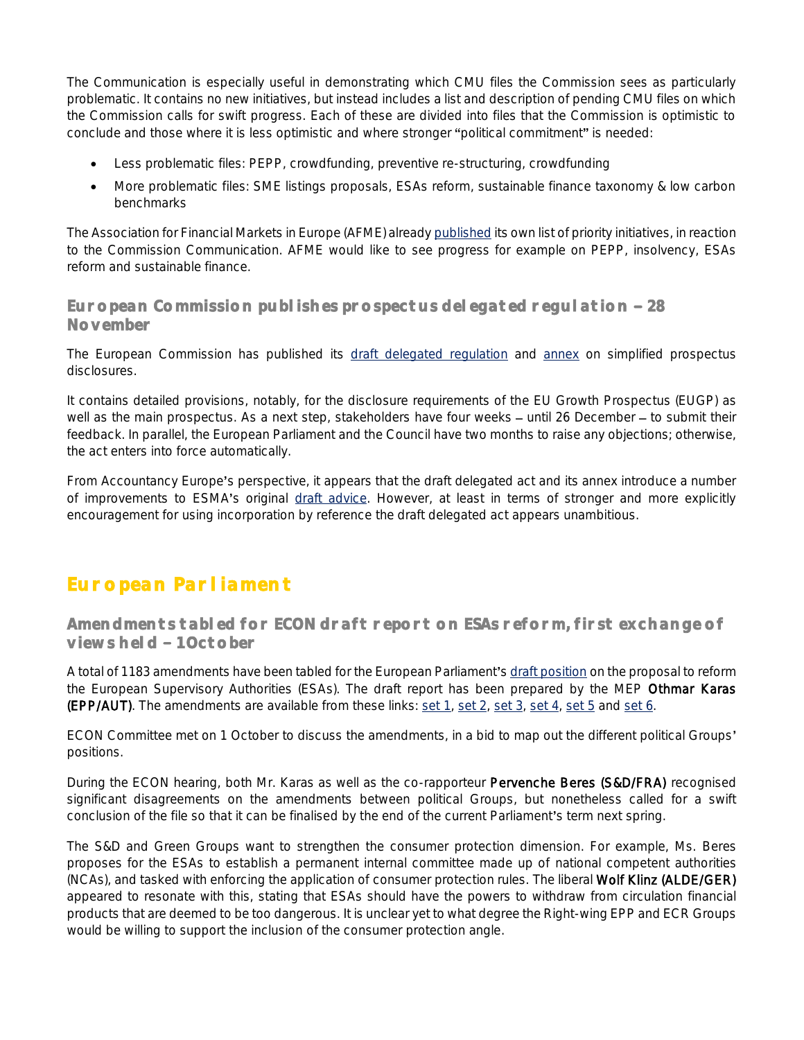The Communication is especially useful in demonstrating which CMU files the Commission sees as particularly problematic. It contains no new initiatives, but instead includes a list and description of pending CMU files on which the Commission calls for swift progress. Each of these are divided into files that the Commission is optimistic to conclude and those where it is less optimistic and where stronger "political commitment" is needed:

- Less problematic files: PEPP, crowdfunding, preventive re-structuring, crowdfunding
- More problematic files: SME listings proposals, ESAs reform, sustainable finance taxonomy & low carbon benchmarks

The Association for Financial Markets in Europe (AFME) already published its own list of priority initiatives, in reaction to the Commission Communication. AFME would like to see progress for example on PEPP, insolvency, ESAs reform and sustainable finance.

### European Commission publishes prospectus delegated regulation – 28 November

The European Commission has published its draft delegated regulation and annex on simplified prospectus disclosures.

It contains detailed provisions, notably, for the disclosure requirements of the EU Growth Prospectus (EUGP) as well as the main prospectus. As a next step, stakeholders have four weeks – until 26 December – to submit their feedback. In parallel, the European Parliament and the Council have two months to raise any objections; otherwise, the act enters into force automatically.

From Accountancy Europe's perspective, it appears that the draft delegated act and its annex introduce a number of improvements to ESMA's original draft advice. However, at least in terms of stronger and more explicitly encouragement for using incorporation by reference the draft delegated act appears unambitious.

## European Parliament

### Amendments tabled for ECON draft report on ESAs reform, first exchange of views held – 1 October

A total of 1183 amendments have been tabled for the European Parliament's draft position on the proposal to reform the European Supervisory Authorities (ESAs). The draft report has been prepared by the MEP **Othmar Karas (EPP/AUT)**. The amendments are available from these links: set 1, set 2, set 3, set 4, set 5 and set 6.

ECON Committee met on 1 October to discuss the amendments, in a bid to map out the different political Groups' positions.

During the ECON hearing, both Mr. Karas as well as the co-rapporteur **Pervenche Beres (S&D/FRA)** recognised significant disagreements on the amendments between political Groups, but nonetheless called for a swift conclusion of the file so that it can be finalised by the end of the current Parliament's term next spring.

The S&D and Green Groups want to strengthen the consumer protection dimension. For example, Ms. Beres proposes for the ESAs to establish a permanent internal committee made up of national competent authorities (NCAs), and tasked with enforcing the application of consumer protection rules. The liberal **Wolf Klinz (ALDE/GER)** appeared to resonate with this, stating that ESAs should have the powers to withdraw from circulation financial products that are deemed to be too dangerous. It is unclear yet to what degree the Right-wing EPP and ECR Groups would be willing to support the inclusion of the consumer protection angle.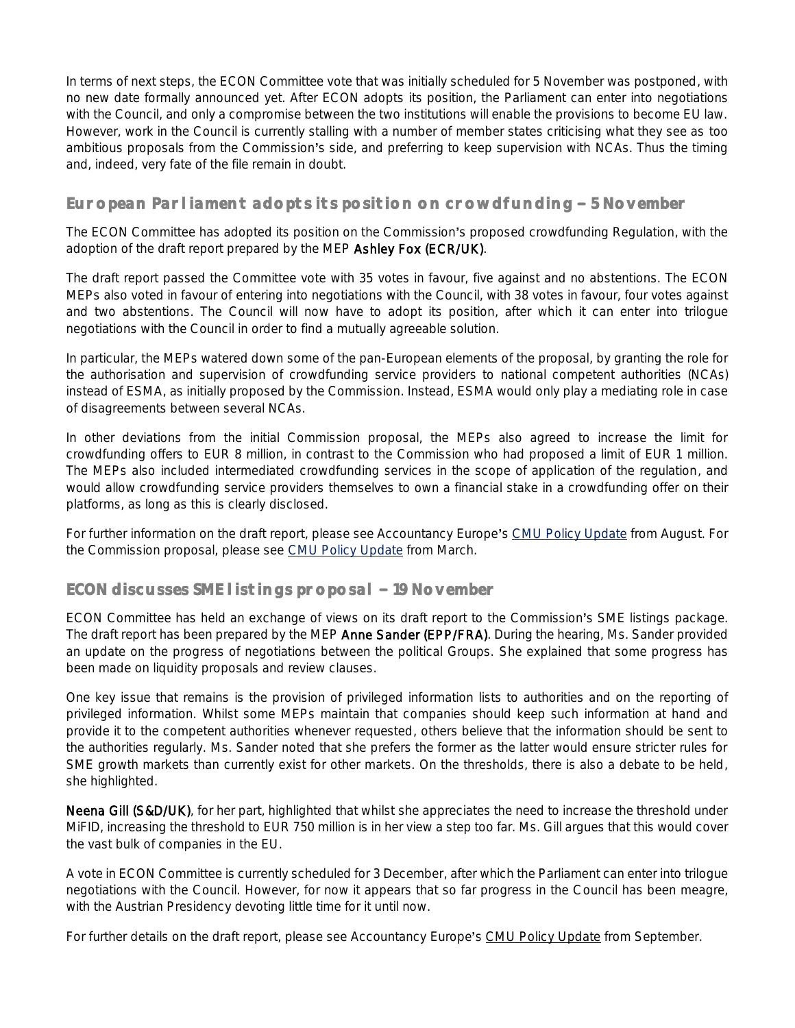In terms of next steps, the ECON Committee vote that was initially scheduled for 5 November was postponed, with no new date formally announced yet. After ECON adopts its position, the Parliament can enter into negotiations with the Council, and only a compromise between the two institutions will enable the provisions to become EU law. However, work in the Council is currently stalling with a number of member states criticising what they see as too ambitious proposals from the Commission's side, and preferring to keep supervision with NCAs. Thus the timing and, indeed, very fate of the file remain in doubt.

## European Parliament adopts its position on crowdfunding – 5 November

The ECON Committee has adopted its position on the Commission's proposed crowdfunding Regulation, with the adoption of the draft report prepared by the MEP **Ashley Fox (ECR/UK)**.

The draft report passed the Committee vote with 35 votes in favour, five against and no abstentions. The ECON MEPs also voted in favour of entering into negotiations with the Council, with 38 votes in favour, four votes against and two abstentions. The Council will now have to adopt its position, after which it can enter into trilogue negotiations with the Council in order to find a mutually agreeable solution.

In particular, the MEPs watered down some of the pan-European elements of the proposal, by granting the role for the authorisation and supervision of crowdfunding service providers to national competent authorities (NCAs) instead of ESMA, as initially proposed by the Commission. Instead, ESMA would only play a mediating role in case of disagreements between several NCAs.

In other deviations from the initial Commission proposal, the MEPs also agreed to increase the limit for crowdfunding offers to EUR 8 million, in contrast to the Commission who had proposed a limit of EUR 1 million. The MEPs also included intermediated crowdfunding services in the scope of application of the regulation, and would allow crowdfunding service providers themselves to own a financial stake in a crowdfunding offer on their platforms, as long as this is clearly disclosed.

For further information on the draft report, please see Accountancy Europe's CMU Policy Update from August. For the Commission proposal, please see CMU Policy Update from March.

## ECON discusses SME listings proposal – 19 November

ECON Committee has held an exchange of views on its draft report to the Commission's SME listings package. The draft report has been prepared by the MEP **Anne Sander (EPP/FRA)**. During the hearing, Ms. Sander provided an update on the progress of negotiations between the political Groups. She explained that some progress has been made on liquidity proposals and review clauses.

One key issue that remains is the provision of privileged information lists to authorities and on the reporting of privileged information. Whilst some MEPs maintain that companies should keep such information at hand and provide it to the competent authorities whenever requested, others believe that the information should be sent to the authorities regularly. Ms. Sander noted that she prefers the former as the latter would ensure stricter rules for SME growth markets than currently exist for other markets. On the thresholds, there is also a debate to be held, she highlighted.

**Neena Gill (S&D/UK)**, for her part, highlighted that whilst she appreciates the need to increase the threshold under MiFID, increasing the threshold to EUR 750 million is in her view a step too far. Ms. Gill argues that this would cover the vast bulk of companies in the EU.

A vote in ECON Committee is currently scheduled for 3 December, after which the Parliament can enter into trilogue negotiations with the Council. However, for now it appears that so far progress in the Council has been meagre, with the Austrian Presidency devoting little time for it until now.

For further details on the draft report, please see Accountancy Europe's CMU Policy Update from September.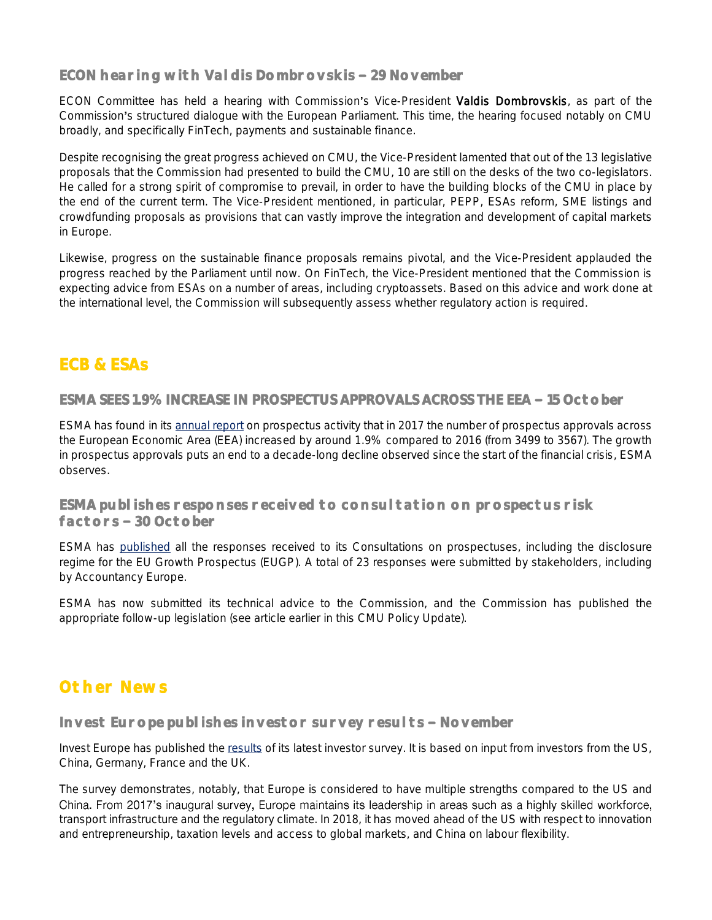### ECON hearing with Valdis Dombrovskis – 29 November

ECON Committee has held a hearing with Commission's Vice-President **Valdis Dombrovskis**, as part of the Commission's structured dialogue with the European Parliament. This time, the hearing focused notably on CMU broadly, and specifically FinTech, payments and sustainable finance.

Despite recognising the great progress achieved on CMU, the Vice-President lamented that out of the 13 legislative proposals that the Commission had presented to build the CMU, 10 are still on the desks of the two co-legislators. He called for a strong spirit of compromise to prevail, in order to have the building blocks of the CMU in place by the end of the current term. The Vice-President mentioned, in particular, PEPP, ESAs reform, SME listings and crowdfunding proposals as provisions that can vastly improve the integration and development of capital markets in Europe.

Likewise, progress on the sustainable finance proposals remains pivotal, and the Vice-President applauded the progress reached by the Parliament until now. On FinTech, the Vice-President mentioned that the Commission is expecting advice from ESAs on a number of areas, including cryptoassets. Based on this advice and work done at the international level, the Commission will subsequently assess whether regulatory action is required.

## ECB & ESAs

### ESMA SEES 1.9% INCREASE IN PROSPECTUS APPROVALS ACROSS THE EEA – 15 October

ESMA has found in its annual report on prospectus activity that in 2017 the number of prospectus approvals across the European Economic Area (EEA) increased by around 1.9% compared to 2016 (from 3499 to 3567). The growth in prospectus approvals puts an end to a decade-long decline observed since the start of the financial crisis, ESMA observes.

### ESMA publishes responses received to consultation on prospectus risk factors – 30 October

ESMA has published all the responses received to its Consultations on prospectuses, including the disclosure regime for the EU Growth Prospectus (EUGP). A total of 23 responses were submitted by stakeholders, including by Accountancy Europe.

ESMA has now submitted its technical advice to the Commission, and the Commission has published the appropriate follow-up legislation (see article earlier in this CMU Policy Update).

## Other News

### Invest Europe publishes investor survey results – November

Invest Europe has published the results of its latest investor survey. It is based on input from investors from the US, China, Germany, France and the UK.

The survey demonstrates, notably, that Europe is considered to have multiple strengths compared to the US and China. From 2017's inaugural survey, Europe maintains its leadership in areas such as a highly skilled workforce, transport infrastructure and the regulatory climate. In 2018, it has moved ahead of the US with respect to innovation and entrepreneurship, taxation levels and access to global markets, and China on labour flexibility.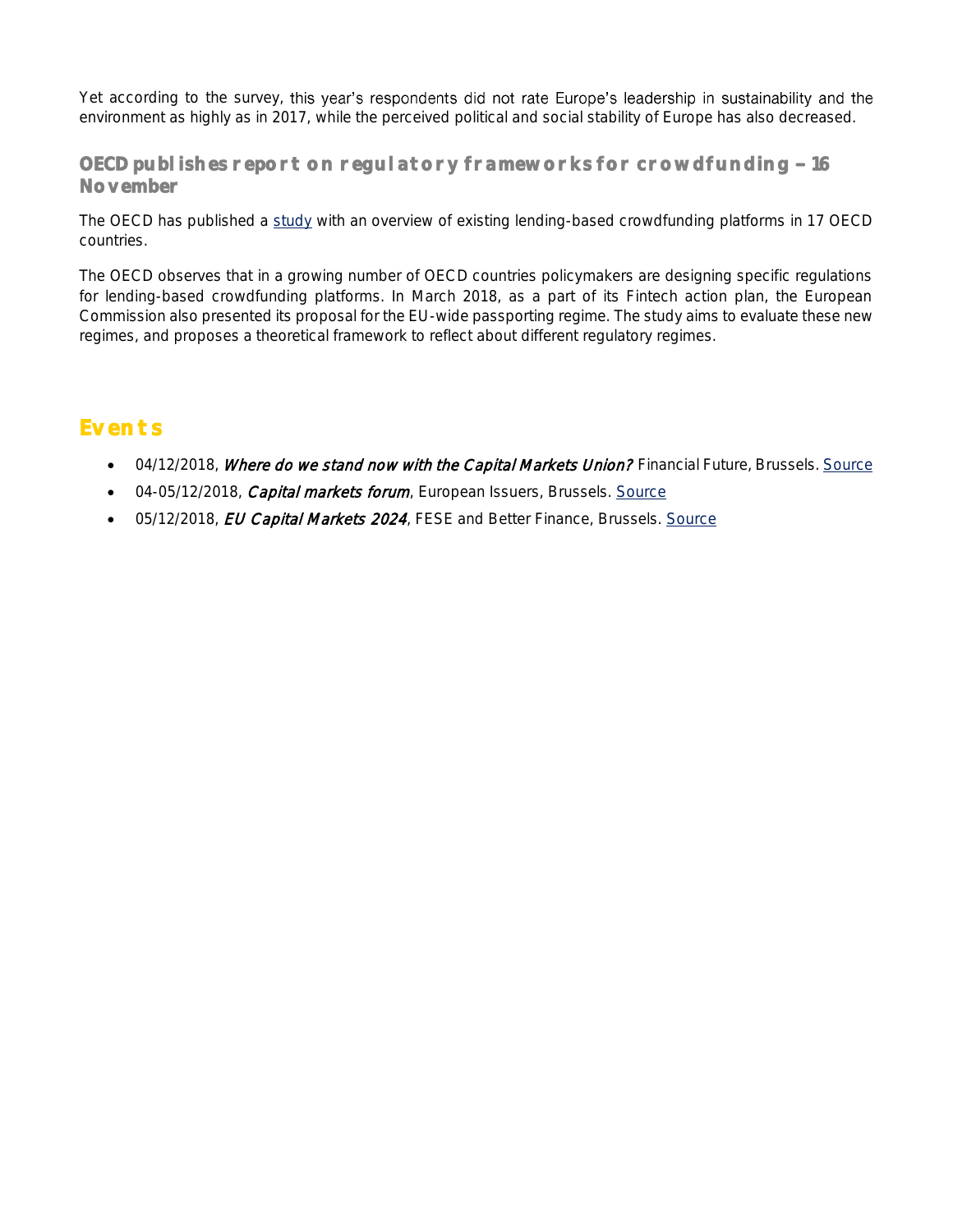Yet according to the survey, this year's respondents did not rate Europe's leadership in sustainability and the environment as highly as in 2017, while the perceived political and social stability of Europe has also decreased.

### OECD publishes report on regulatory frameworks for crowdfunding – 16 November

The OECD has published a study with an overview of existing lending-based crowdfunding platforms in 17 OECD countries.

The OECD observes that in a growing number of OECD countries policymakers are designing specific regulations for lending-based crowdfunding platforms. In March 2018, as a part of its Fintech action plan, the European Commission also presented its proposal for the EU-wide passporting regime. The study aims to evaluate these new regimes, and proposes a theoretical framework to reflect about different regulatory regimes.

## Events

- 04/12/2018, *Where do we stand now with the Capital Markets Union?* Financial Future, Brussels. Source
- 04-05/12/2018, *Capital markets forum*, European Issuers, Brussels. Source
- 05/12/2018, *EU Capital Markets 2024*, FESE and Better Finance, Brussels. Source